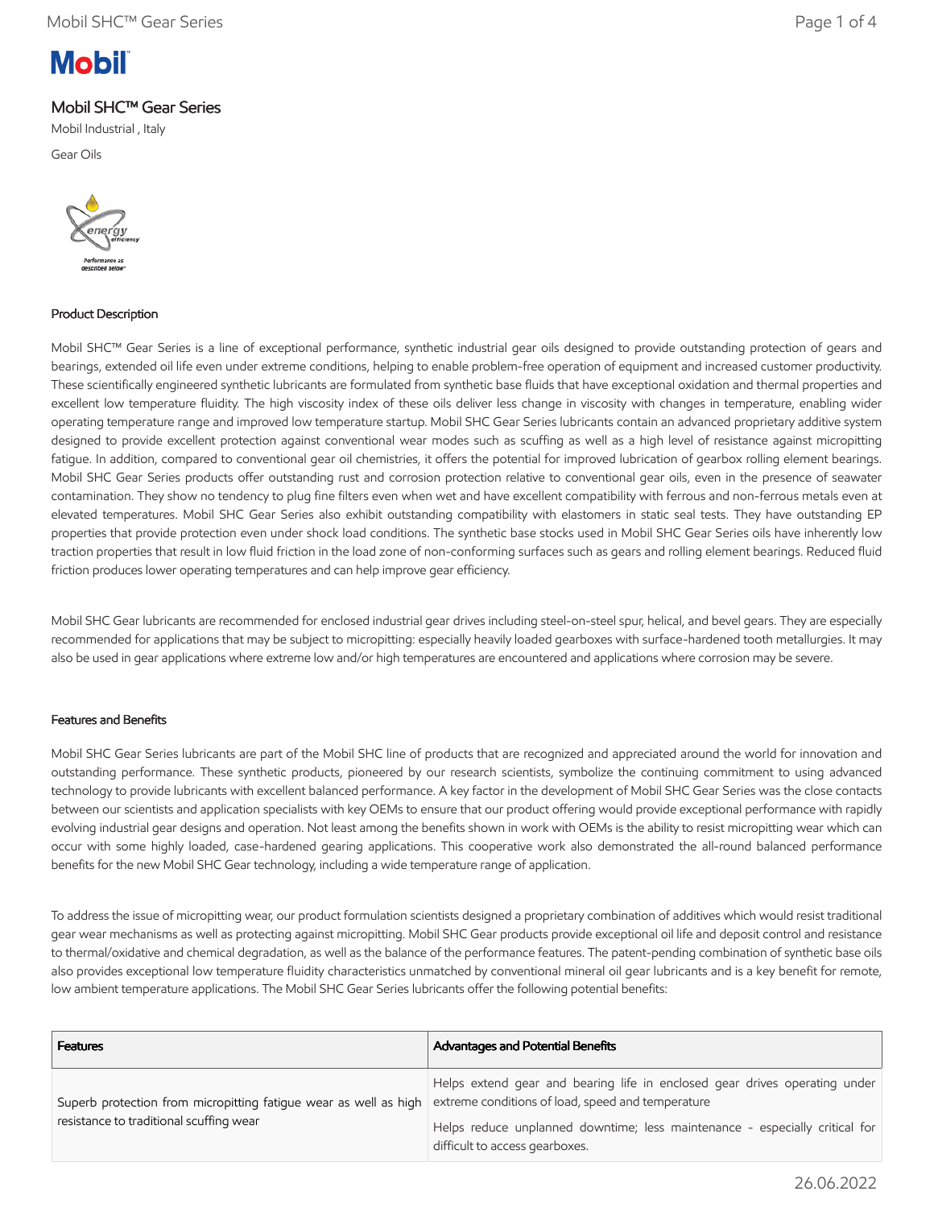# Mobil SHC™ Gear Series

Mobil Industrial , Italy

Gear Oils

## Product Description

Mobil SHC™ Gear Series is a line of exceptional performance, synthetic industrial gear oils designed to provide outstanding protection of gears and bearings, extended oil life even under extreme conditions, helping to enable problem-free operation of equipment and increased customer productivity. These scientifically engineered synthetic lubricants are formulated from synthetic base fluids that have exceptional oxidation and thermal properties and excellent low temperature fluidity. The high viscosity index of these oils deliver less change in viscosity with changes in temperature, enabling wider operating temperature range and improved low temperature startup. Mobil SHC Gear Series lubricants contain an advanced proprietary additive system designed to provide excellent protection against conventional wear modes such as scuffing as well as a high level of resistance against micropitting fatigue. In addition, compared to conventional gear oil chemistries, it offers the potential for improved lubrication of gearbox rolling element bearings. Mobil SHC Gear Series products offer outstanding rust and corrosion protection relative to conventional gear oils, even in the presence of seawater contamination. They show no tendency to plug fine filters even when wet and have excellent compatibility with ferrous and non-ferrous metals even at elevated temperatures. Mobil SHC Gear Series also exhibit outstanding compatibility with elastomers in static seal tests. They have outstanding EP properties that provide protection even under shock load conditions. The synthetic base stocks used in Mobil SHC Gear Series oils have inherently low traction properties that result in low fluid friction in the load zone of non-conforming surfaces such as gears and rolling element bearings. Reduced fluid friction produces lower operating temperatures and can help improve gear efficiency.

Mobil SHC Gear lubricants are recommended for enclosed industrial gear drives including steel-on-steel spur, helical, and bevel gears. They are especially recommended for applications that may be subject to micropitting: especially heavily loaded gearboxes with surface-hardened tooth metallurgies. It may also be used in gear applications where extreme low and/or high temperatures are encountered and applications where corrosion may be severe.

## Features and Benefits

Mobil SHC Gear Series lubricants are part of the Mobil SHC line of products that are recognized and appreciated around the world for innovation and outstanding performance. These synthetic products, pioneered by our research scientists, symbolize the continuing commitment to using advanced technology to provide lubricants with excellent balanced performance. A key factor in the development of Mobil SHC Gear Series was the close contacts between our scientists and application specialists with key OEMs to ensure that our product offering would provide exceptional performance with rapidly evolving industrial gear designs and operation. Not least among the benefits shown in work with OEMs is the ability to resist micropitting wear which can occur with some highly loaded, case-hardened gearing applications. This cooperative work also demonstrated the all-round balanced performance benefits for the new Mobil SHC Gear technology, including a wide temperature range of application.

To address the issue of micropitting wear, our product formulation scientists designed a proprietary combination of additives which would resist traditional gear wear mechanisms as well as protecting against micropitting. Mobil SHC Gear products provide exceptional oil life and deposit control and resistance to thermal/oxidative and chemical degradation, as well as the balance of the performance features. The patent-pending combination of synthetic base oils also provides exceptional low temperature fluidity characteristics unmatched by conventional mineral oil gear lubricants and is a key benefit for remote, low ambient temperature applications. The Mobil SHC Gear Series lubricants offer the following potential benefits:

| Features | Advantages and Potential Benefits |
|---|---|
| Superb protection from micropitting fatigue wear as well as high resistance to traditional scuffing wear | Helps extend gear and bearing life in enclosed gear drives operating under extreme conditions of load, speed and temperature<br><br>Helps reduce unplanned downtime; less maintenance - especially critical for difficult to access gearboxes. |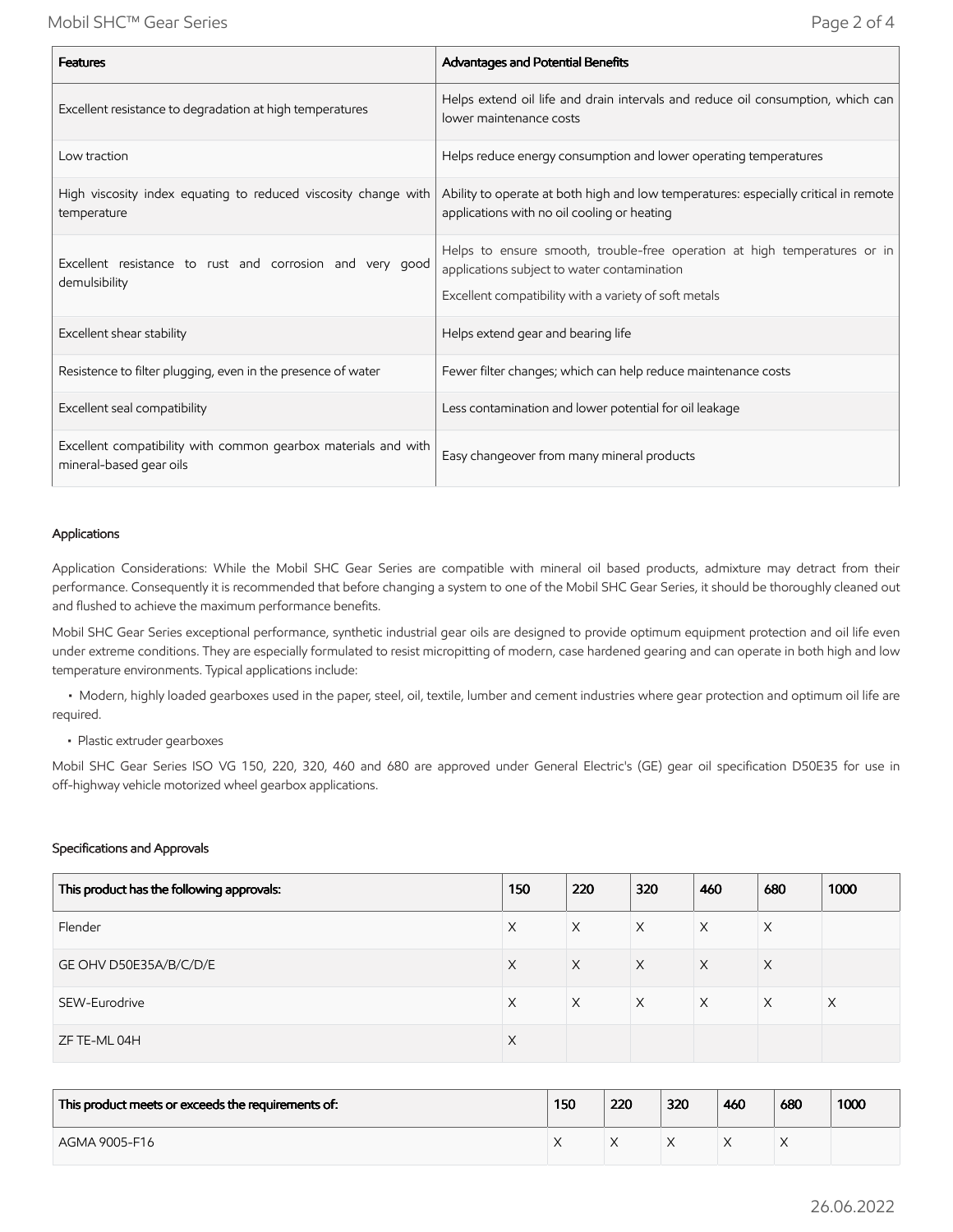| Features | Advantages and Potential Benefits |
|---|---|
| Excellent resistance to degradation at high temperatures | Helps extend oil life and drain intervals and reduce oil consumption, which can lower maintenance costs |
| Low traction | Helps reduce energy consumption and lower operating temperatures |
| High viscosity index equating to reduced viscosity change with temperature | Ability to operate at both high and low temperatures: especially critical in remote applications with no oil cooling or heating |
| Excellent resistance to rust and corrosion and very good demulsibility | Helps to ensure smooth, trouble-free operation at high temperatures or in applications subject to water contamination<br><br>Excellent compatibility with a variety of soft metals |
| Excellent shear stability | Helps extend gear and bearing life |
| Resistence to filter plugging, even in the presence of water | Fewer filter changes; which can help reduce maintenance costs |
| Excellent seal compatibility | Less contamination and lower potential for oil leakage |
| Excellent compatibility with common gearbox materials and with mineral-based gear oils | Easy changeover from many mineral products |

### Applications

Application Considerations: While the Mobil SHC Gear Series are compatible with mineral oil based products, admixture may detract from their performance. Consequently it is recommended that before changing a system to one of the Mobil SHC Gear Series, it should be thoroughly cleaned out and flushed to achieve the maximum performance benefits.

Mobil SHC Gear Series exceptional performance, synthetic industrial gear oils are designed to provide optimum equipment protection and oil life even under extreme conditions. They are especially formulated to resist micropitting of modern, case hardened gearing and can operate in both high and low temperature environments. Typical applications include:

- Modern, highly loaded gearboxes used in the paper, steel, oil, textile, lumber and cement industries where gear protection and optimum oil life are required.
- Plastic extruder gearboxes

Mobil SHC Gear Series ISO VG 150, 220, 320, 460 and 680 are approved under General Electric's (GE) gear oil specification D50E35 for use in off-highway vehicle motorized wheel gearbox applications.

### Specifications and Approvals

| This product has the following approvals: | 150 | 220 | 320 | 460 | 680 | 1000 |
|---|---|---|---|---|---|---|
| Flender | X | X | X | X | X | |
| GE OHV D50E35A/B/C/D/E | X | X | X | X | X | |
| SEW-Eurodrive | X | X | X | X | X | X |
| ZF TE-ML 04H | X | | | | | |

| This product meets or exceeds the requirements of: | 150 | 220 | 320 | 460 | 680 | 1000 |
|---|---|---|---|---|---|---|
| AGMA 9005-F16 | X | X | X | X | X | |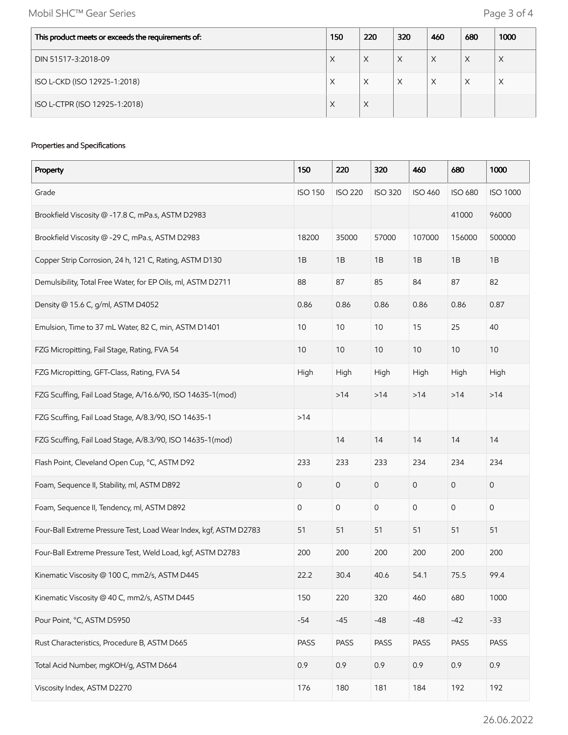| This product meets or exceeds the requirements of: | 150 | 220 | 320 | 460 | 680 | 1000 |
|---|---|---|---|---|---|---|
| DIN 51517-3:2018-09 | X | X | X | X | X | X |
| ISO L-CKD (ISO 12925-1:2018) | X | X | X | X | X | X |
| ISO L-CTPR (ISO 12925-1:2018) | X | X | | | | |

Properties and Specifications

| Property | 150 | 220 | 320 | 460 | 680 | 1000 |
|---|---|---|---|---|---|---|
| Grade | ISO 150 | ISO 220 | ISO 320 | ISO 460 | ISO 680 | ISO 1000 |
| Brookfield Viscosity @ -17.8 C, mPa.s, ASTM D2983 | | | | | 41000 | 96000 |
| Brookfield Viscosity @ -29 C, mPa.s, ASTM D2983 | 18200 | 35000 | 57000 | 107000 | 156000 | 500000 |
| Copper Strip Corrosion, 24 h, 121 C, Rating, ASTM D130 | 1B | 1B | 1B | 1B | 1B | 1B |
| Demulsibility, Total Free Water, for EP Oils, ml, ASTM D2711 | 88 | 87 | 85 | 84 | 87 | 82 |
| Density @ 15.6 C, g/ml, ASTM D4052 | 0.86 | 0.86 | 0.86 | 0.86 | 0.86 | 0.87 |
| Emulsion, Time to 37 mL Water, 82 C, min, ASTM D1401 | 10 | 10 | 10 | 15 | 25 | 40 |
| FZG Micropitting, Fail Stage, Rating, FVA 54 | 10 | 10 | 10 | 10 | 10 | 10 |
| FZG Micropitting, GFT-Class, Rating, FVA 54 | High | High | High | High | High | High |
| FZG Scuffing, Fail Load Stage, A/16.6/90, ISO 14635-1(mod) | | >14 | >14 | >14 | >14 | >14 |
| FZG Scuffing, Fail Load Stage, A/8.3/90, ISO 14635-1 | >14 | | | | | |
| FZG Scuffing, Fail Load Stage, A/8.3/90, ISO 14635-1(mod) | | 14 | 14 | 14 | 14 | 14 |
| Flash Point, Cleveland Open Cup, °C, ASTM D92 | 233 | 233 | 233 | 234 | 234 | 234 |
| Foam, Sequence II, Stability, ml, ASTM D892 | 0 | 0 | 0 | 0 | 0 | 0 |
| Foam, Sequence II, Tendency, ml, ASTM D892 | 0 | 0 | 0 | 0 | 0 | 0 |
| Four-Ball Extreme Pressure Test, Load Wear Index, kgf, ASTM D2783 | 51 | 51 | 51 | 51 | 51 | 51 |
| Four-Ball Extreme Pressure Test, Weld Load, kgf, ASTM D2783 | 200 | 200 | 200 | 200 | 200 | 200 |
| Kinematic Viscosity @ 100 C, mm2/s, ASTM D445 | 22.2 | 30.4 | 40.6 | 54.1 | 75.5 | 99.4 |
| Kinematic Viscosity @ 40 C, mm2/s, ASTM D445 | 150 | 220 | 320 | 460 | 680 | 1000 |
| Pour Point, °C, ASTM D5950 | -54 | -45 | -48 | -48 | -42 | -33 |
| Rust Characteristics, Procedure B, ASTM D665 | PASS | PASS | PASS | PASS | PASS | PASS |
| Total Acid Number, mgKOH/g, ASTM D664 | 0.9 | 0.9 | 0.9 | 0.9 | 0.9 | 0.9 |
| Viscosity Index, ASTM D2270 | 176 | 180 | 181 | 184 | 192 | 192 |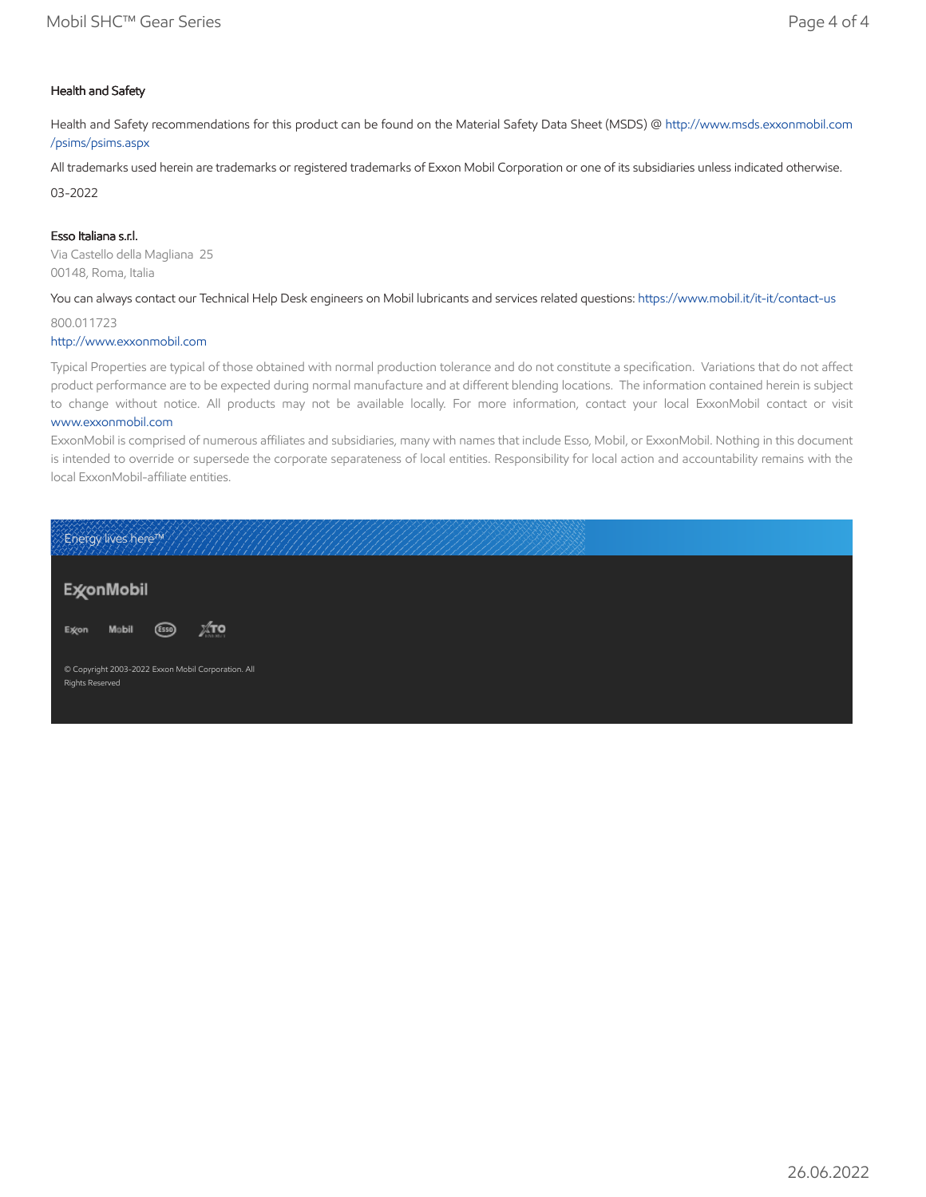### Health and Safety

Health and Safety recommendations for this product can be found on the Material Safety Data Sheet (MSDS) @ http://www.msds.exxonmobil.com/psims/psims.aspx

All trademarks used herein are trademarks or registered trademarks of Exxon Mobil Corporation or one of its subsidiaries unless indicated otherwise.

03-2022

**Esso Italiana s.r.l.**
Via Castello della Magliana 25
00148, Roma, Italia

You can always contact our Technical Help Desk engineers on Mobil lubricants and services related questions: https://www.mobil.it/it-it/contact-us

800.011723
http://www.exxonmobil.com

Typical Properties are typical of those obtained with normal production tolerance and do not constitute a specification. Variations that do not affect product performance are to be expected during normal manufacture and at different blending locations. The information contained herein is subject to change without notice. All products may not be available locally. For more information, contact your local ExxonMobil contact or visit www.exxonmobil.com

ExxonMobil is comprised of numerous affiliates and subsidiaries, many with names that include Esso, Mobil, or ExxonMobil. Nothing in this document is intended to override or supersede the corporate separateness of local entities. Responsibility for local action and accountability remains with the local ExxonMobil-affiliate entities.

Energy lives here™

ExxonMobil

Exxon Mobil Esso XTO

© Copyright 2003-2022 Exxon Mobil Corporation. All Rights Reserved

26.06.2022